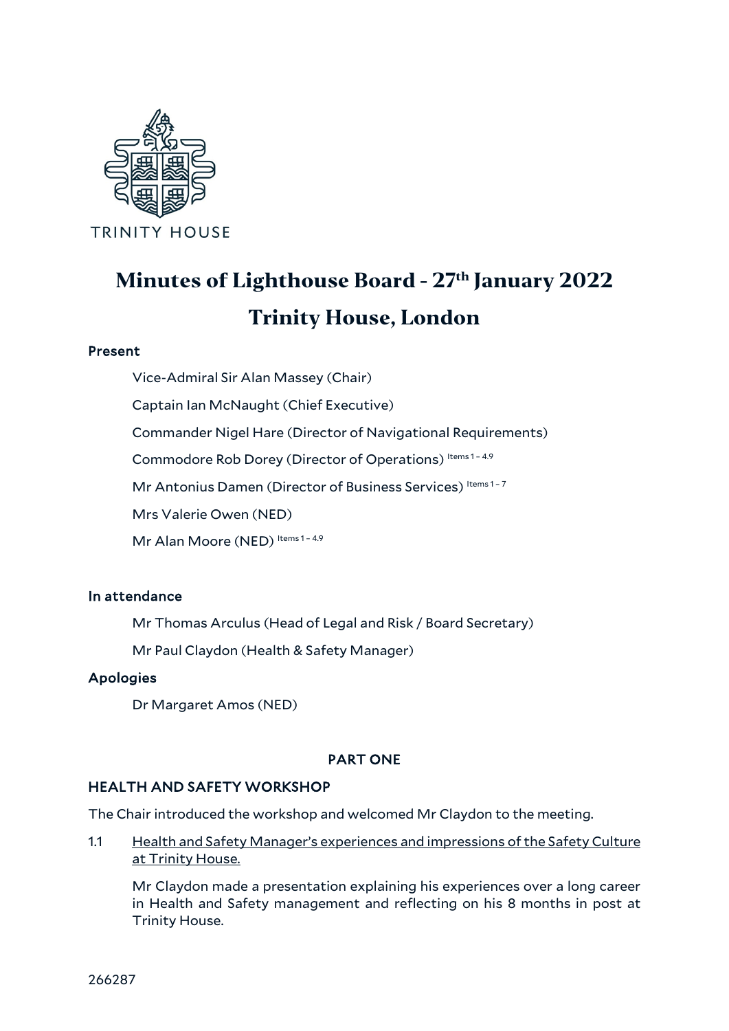TRINITY HOUSE

# Minutes of Lighthouse Board - 27th January 2022

# Trinity House, London

### Present

Vice-Admiral Sir Alan Massey (Chair)

Captain Ian McNaught (Chief Executive)

Commander Nigel Hare (Director of Navigational Requirements)

Commodore Rob Dorey (Director of Operations) Items 1 – 4.9

Mr Antonius Damen (Director of Business Services) Items 1 – 7

Mrs Valerie Owen (NED)

Mr Alan Moore (NED) Items 1 – 4.9

### In attendance

Mr Thomas Arculus (Head of Legal and Risk / Board Secretary)

Mr Paul Claydon (Health & Safety Manager)

### Apologies

Dr Margaret Amos (NED)

## PART ONE

### HEALTH AND SAFETY WORKSHOP

The Chair introduced the workshop and welcomed Mr Claydon to the meeting.

1.1 Health and Safety Manager's experiences and impressions of the Safety Culture at Trinity House.

Mr Claydon made a presentation explaining his experiences over a long career in Health and Safety management and reflecting on his 8 months in post at Trinity House.

266287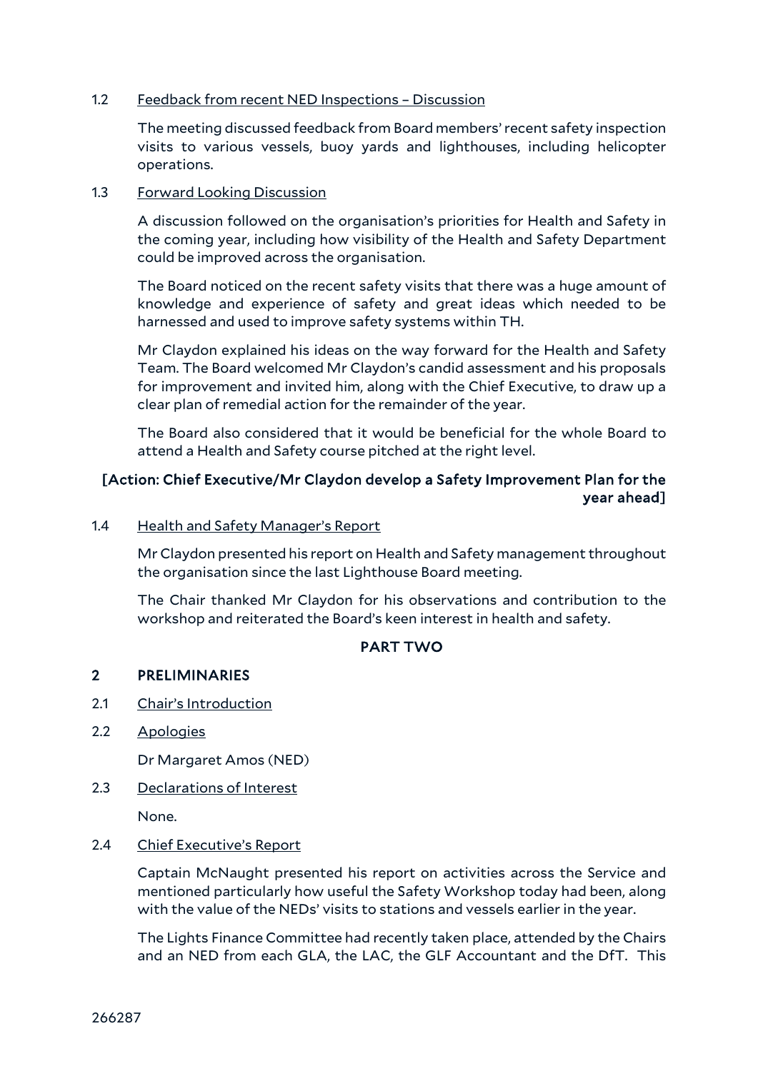1.2 Feedback from recent NED Inspections – Discussion

The meeting discussed feedback from Board members' recent safety inspection visits to various vessels, buoy yards and lighthouses, including helicopter operations.

1.3 Forward Looking Discussion

A discussion followed on the organisation's priorities for Health and Safety in the coming year, including how visibility of the Health and Safety Department could be improved across the organisation.

The Board noticed on the recent safety visits that there was a huge amount of knowledge and experience of safety and great ideas which needed to be harnessed and used to improve safety systems within TH.

Mr Claydon explained his ideas on the way forward for the Health and Safety Team. The Board welcomed Mr Claydon's candid assessment and his proposals for improvement and invited him, along with the Chief Executive, to draw up a clear plan of remedial action for the remainder of the year.

The Board also considered that it would be beneficial for the whole Board to attend a Health and Safety course pitched at the right level.

**[Action: Chief Executive/Mr Claydon develop a Safety Improvement Plan for the year ahead]**

1.4 Health and Safety Manager's Report

Mr Claydon presented his report on Health and Safety management throughout the organisation since the last Lighthouse Board meeting.

The Chair thanked Mr Claydon for his observations and contribution to the workshop and reiterated the Board's keen interest in health and safety.

## PART TWO

## 2 PRELIMINARIES

2.1 Chair's Introduction

2.2 Apologies

Dr Margaret Amos (NED)

2.3 Declarations of Interest

None.

2.4 Chief Executive's Report

Captain McNaught presented his report on activities across the Service and mentioned particularly how useful the Safety Workshop today had been, along with the value of the NEDs' visits to stations and vessels earlier in the year.

The Lights Finance Committee had recently taken place, attended by the Chairs and an NED from each GLA, the LAC, the GLF Accountant and the DfT. This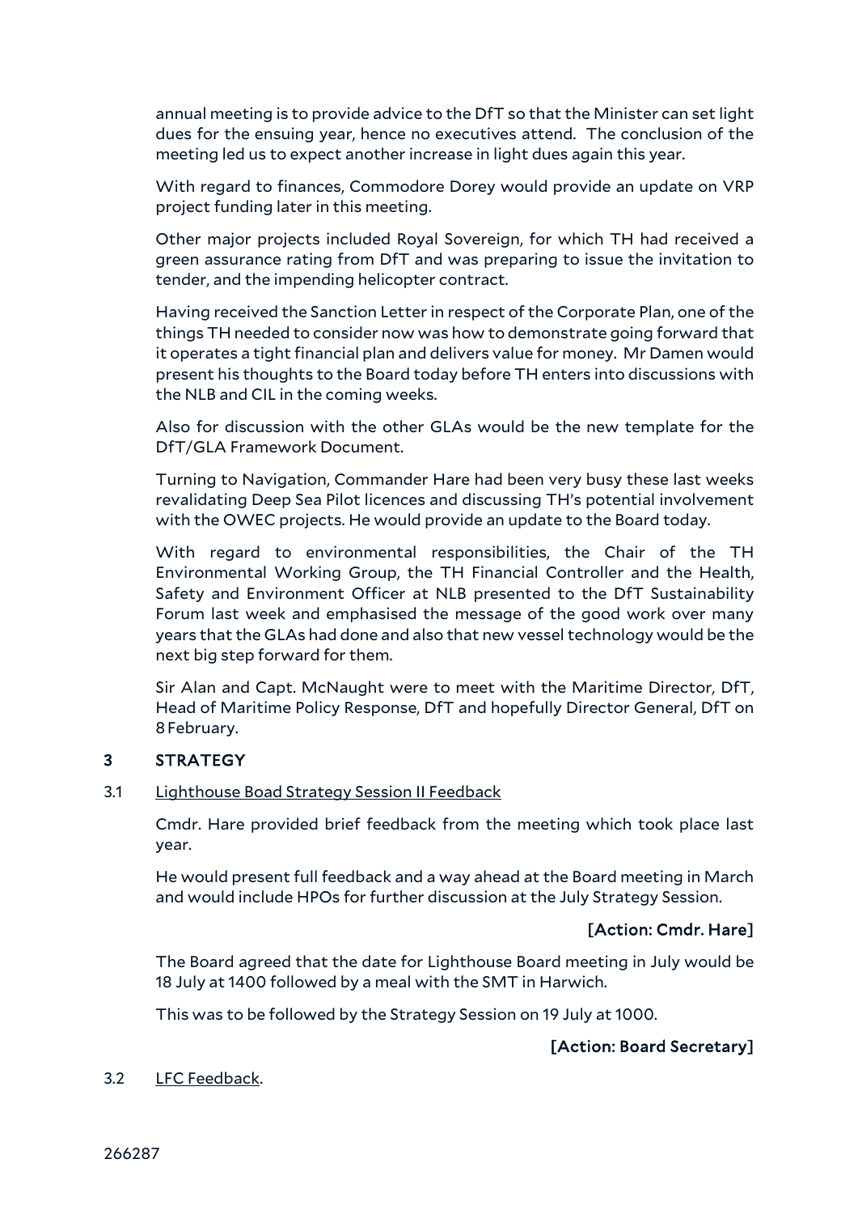annual meeting is to provide advice to the DfT so that the Minister can set light dues for the ensuing year, hence no executives attend. The conclusion of the meeting led us to expect another increase in light dues again this year.

With regard to finances, Commodore Dorey would provide an update on VRP project funding later in this meeting.

Other major projects included Royal Sovereign, for which TH had received a green assurance rating from DfT and was preparing to issue the invitation to tender, and the impending helicopter contract.

Having received the Sanction Letter in respect of the Corporate Plan, one of the things TH needed to consider now was how to demonstrate going forward that it operates a tight financial plan and delivers value for money. Mr Damen would present his thoughts to the Board today before TH enters into discussions with the NLB and CIL in the coming weeks.

Also for discussion with the other GLAs would be the new template for the DfT/GLA Framework Document.

Turning to Navigation, Commander Hare had been very busy these last weeks revalidating Deep Sea Pilot licences and discussing TH's potential involvement with the OWEC projects. He would provide an update to the Board today.

With regard to environmental responsibilities, the Chair of the TH Environmental Working Group, the TH Financial Controller and the Health, Safety and Environment Officer at NLB presented to the DfT Sustainability Forum last week and emphasised the message of the good work over many years that the GLAs had done and also that new vessel technology would be the next big step forward for them.

Sir Alan and Capt. McNaught were to meet with the Maritime Director, DfT, Head of Maritime Policy Response, DfT and hopefully Director General, DfT on 8 February.

## 3 STRATEGY

3.1 Lighthouse Boad Strategy Session II Feedback

Cmdr. Hare provided brief feedback from the meeting which took place last year.

He would present full feedback and a way ahead at the Board meeting in March and would include HPOs for further discussion at the July Strategy Session.

**[Action: Cmdr. Hare]**

The Board agreed that the date for Lighthouse Board meeting in July would be 18 July at 1400 followed by a meal with the SMT in Harwich.

This was to be followed by the Strategy Session on 19 July at 1000.

**[Action: Board Secretary]**

3.2 LFC Feedback.

266287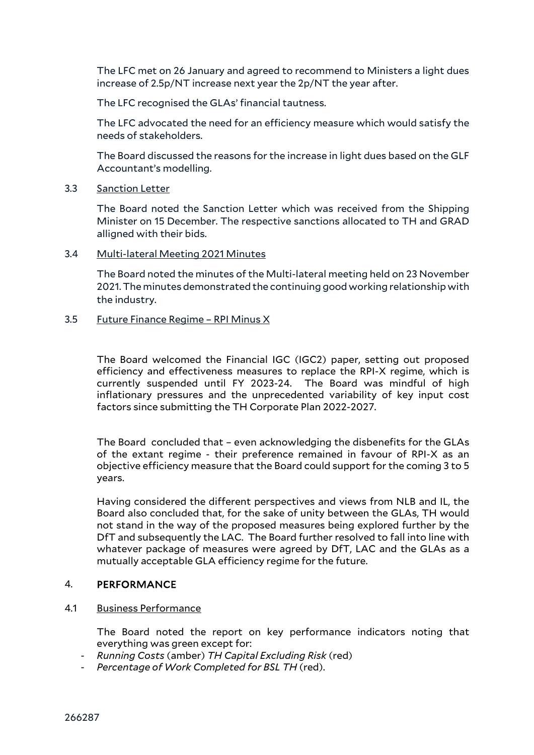The LFC met on 26 January and agreed to recommend to Ministers a light dues increase of 2.5p/NT increase next year the 2p/NT the year after.

The LFC recognised the GLAs' financial tautness.

The LFC advocated the need for an efficiency measure which would satisfy the needs of stakeholders.

The Board discussed the reasons for the increase in light dues based on the GLF Accountant's modelling.

3.3 Sanction Letter

The Board noted the Sanction Letter which was received from the Shipping Minister on 15 December. The respective sanctions allocated to TH and GRAD alligned with their bids.

3.4 Multi-lateral Meeting 2021 Minutes

The Board noted the minutes of the Multi-lateral meeting held on 23 November 2021. The minutes demonstrated the continuing good working relationship with the industry.

3.5 Future Finance Regime – RPI Minus X

The Board welcomed the Financial IGC (IGC2) paper, setting out proposed efficiency and effectiveness measures to replace the RPI-X regime, which is currently suspended until FY 2023-24. The Board was mindful of high inflationary pressures and the unprecedented variability of key input cost factors since submitting the TH Corporate Plan 2022-2027.

The Board concluded that – even acknowledging the disbenefits for the GLAs of the extant regime - their preference remained in favour of RPI-X as an objective efficiency measure that the Board could support for the coming 3 to 5 years.

Having considered the different perspectives and views from NLB and IL, the Board also concluded that, for the sake of unity between the GLAs, TH would not stand in the way of the proposed measures being explored further by the DfT and subsequently the LAC. The Board further resolved to fall into line with whatever package of measures were agreed by DfT, LAC and the GLAs as a mutually acceptable GLA efficiency regime for the future.

## 4. PERFORMANCE

4.1 Business Performance

The Board noted the report on key performance indicators noting that everything was green except for:

- *Running Costs* (amber) *TH Capital Excluding Risk* (red)
- *Percentage of Work Completed for BSL TH* (red).

266287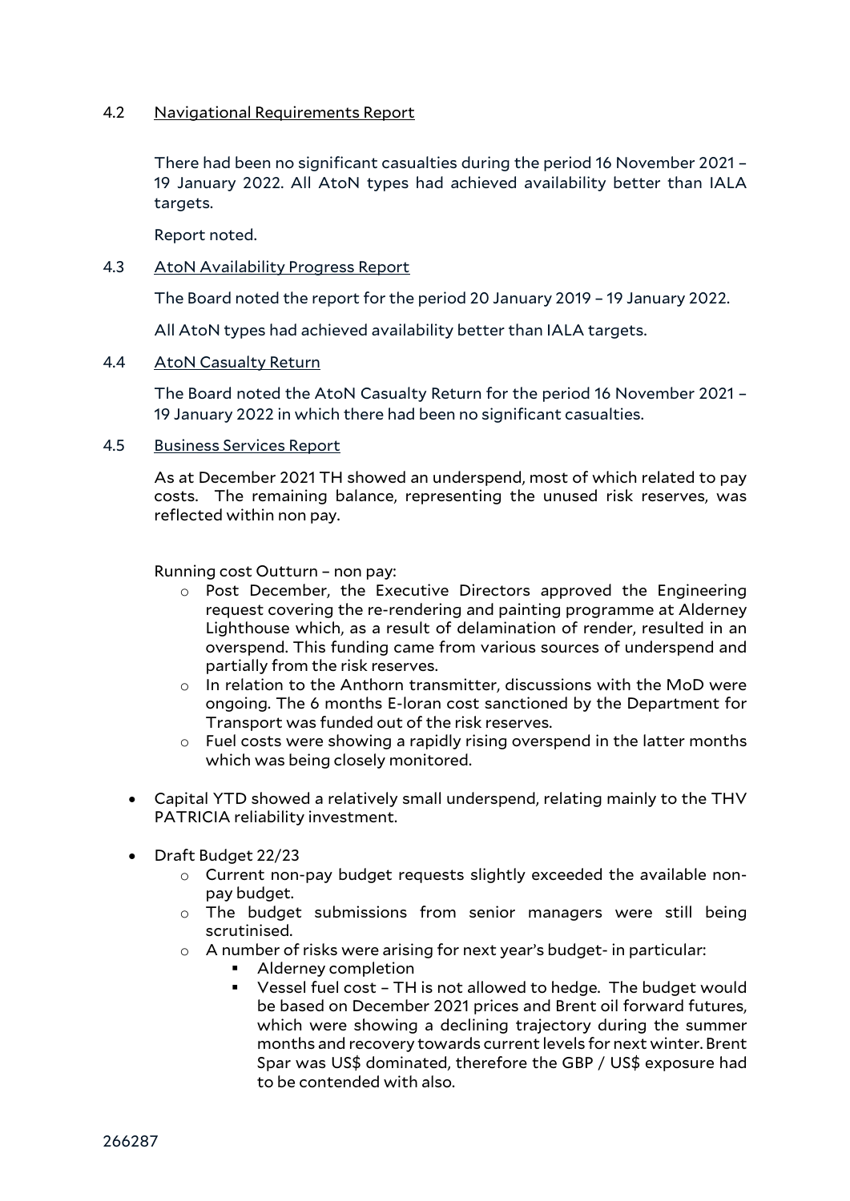4.2 Navigational Requirements Report

There had been no significant casualties during the period 16 November 2021 – 19 January 2022. All AtoN types had achieved availability better than IALA targets.

Report noted.

4.3 AtoN Availability Progress Report

The Board noted the report for the period 20 January 2019 – 19 January 2022.

All AtoN types had achieved availability better than IALA targets.

4.4 AtoN Casualty Return

The Board noted the AtoN Casualty Return for the period 16 November 2021 – 19 January 2022 in which there had been no significant casualties.

4.5 Business Services Report

As at December 2021 TH showed an underspend, most of which related to pay costs. The remaining balance, representing the unused risk reserves, was reflected within non pay.

Running cost Outturn – non pay:

- Post December, the Executive Directors approved the Engineering request covering the re-rendering and painting programme at Alderney Lighthouse which, as a result of delamination of render, resulted in an overspend. This funding came from various sources of underspend and partially from the risk reserves.
- In relation to the Anthorn transmitter, discussions with the MoD were ongoing. The 6 months E-loran cost sanctioned by the Department for Transport was funded out of the risk reserves.
- Fuel costs were showing a rapidly rising overspend in the latter months which was being closely monitored.

- Capital YTD showed a relatively small underspend, relating mainly to the THV PATRICIA reliability investment.

- Draft Budget 22/23
  - Current non-pay budget requests slightly exceeded the available non-pay budget.
  - The budget submissions from senior managers were still being scrutinised.
  - A number of risks were arising for next year's budget- in particular:
    - Alderney completion
    - Vessel fuel cost – TH is not allowed to hedge. The budget would be based on December 2021 prices and Brent oil forward futures, which were showing a declining trajectory during the summer months and recovery towards current levels for next winter. Brent Spar was US$ dominated, therefore the GBP / US$ exposure had to be contended with also.

266287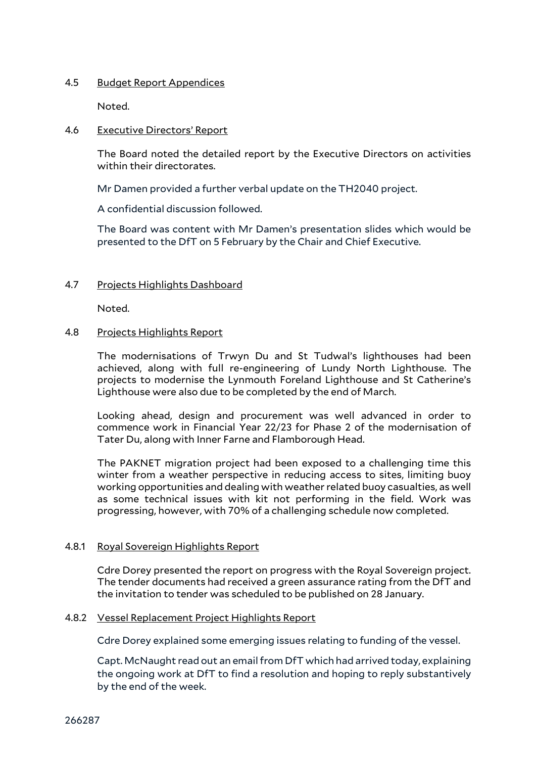4.5 Budget Report Appendices

Noted.

4.6 Executive Directors' Report

The Board noted the detailed report by the Executive Directors on activities within their directorates.

Mr Damen provided a further verbal update on the TH2040 project.

A confidential discussion followed.

The Board was content with Mr Damen's presentation slides which would be presented to the DfT on 5 February by the Chair and Chief Executive.

4.7 Projects Highlights Dashboard

Noted.

4.8 Projects Highlights Report

The modernisations of Trwyn Du and St Tudwal's lighthouses had been achieved, along with full re-engineering of Lundy North Lighthouse. The projects to modernise the Lynmouth Foreland Lighthouse and St Catherine's Lighthouse were also due to be completed by the end of March.

Looking ahead, design and procurement was well advanced in order to commence work in Financial Year 22/23 for Phase 2 of the modernisation of Tater Du, along with Inner Farne and Flamborough Head.

The PAKNET migration project had been exposed to a challenging time this winter from a weather perspective in reducing access to sites, limiting buoy working opportunities and dealing with weather related buoy casualties, as well as some technical issues with kit not performing in the field. Work was progressing, however, with 70% of a challenging schedule now completed.

4.8.1 Royal Sovereign Highlights Report

Cdre Dorey presented the report on progress with the Royal Sovereign project. The tender documents had received a green assurance rating from the DfT and the invitation to tender was scheduled to be published on 28 January.

4.8.2 Vessel Replacement Project Highlights Report

Cdre Dorey explained some emerging issues relating to funding of the vessel.

Capt. McNaught read out an email from DfT which had arrived today, explaining the ongoing work at DfT to find a resolution and hoping to reply substantively by the end of the week.

266287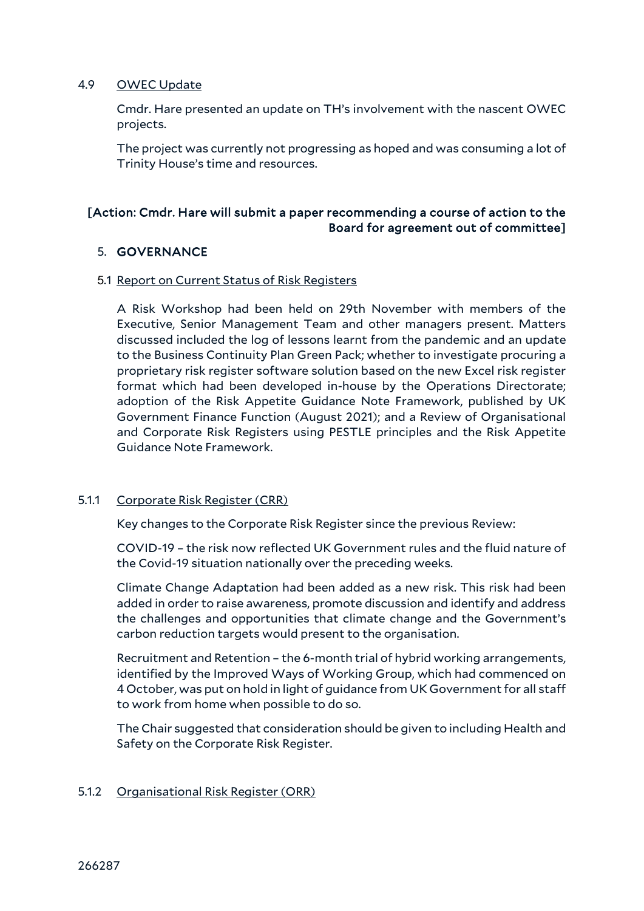4.9 OWEC Update

Cmdr. Hare presented an update on TH's involvement with the nascent OWEC projects.

The project was currently not progressing as hoped and was consuming a lot of Trinity House's time and resources.

**[Action: Cmdr. Hare will submit a paper recommending a course of action to the Board for agreement out of committee]**

## 5. GOVERNANCE

5.1 Report on Current Status of Risk Registers

A Risk Workshop had been held on 29th November with members of the Executive, Senior Management Team and other managers present. Matters discussed included the log of lessons learnt from the pandemic and an update to the Business Continuity Plan Green Pack; whether to investigate procuring a proprietary risk register software solution based on the new Excel risk register format which had been developed in-house by the Operations Directorate; adoption of the Risk Appetite Guidance Note Framework, published by UK Government Finance Function (August 2021); and a Review of Organisational and Corporate Risk Registers using PESTLE principles and the Risk Appetite Guidance Note Framework.

5.1.1 Corporate Risk Register (CRR)

Key changes to the Corporate Risk Register since the previous Review:

COVID-19 – the risk now reflected UK Government rules and the fluid nature of the Covid-19 situation nationally over the preceding weeks.

Climate Change Adaptation had been added as a new risk. This risk had been added in order to raise awareness, promote discussion and identify and address the challenges and opportunities that climate change and the Government's carbon reduction targets would present to the organisation.

Recruitment and Retention – the 6-month trial of hybrid working arrangements, identified by the Improved Ways of Working Group, which had commenced on 4 October, was put on hold in light of guidance from UK Government for all staff to work from home when possible to do so.

The Chair suggested that consideration should be given to including Health and Safety on the Corporate Risk Register.

5.1.2 Organisational Risk Register (ORR)

266287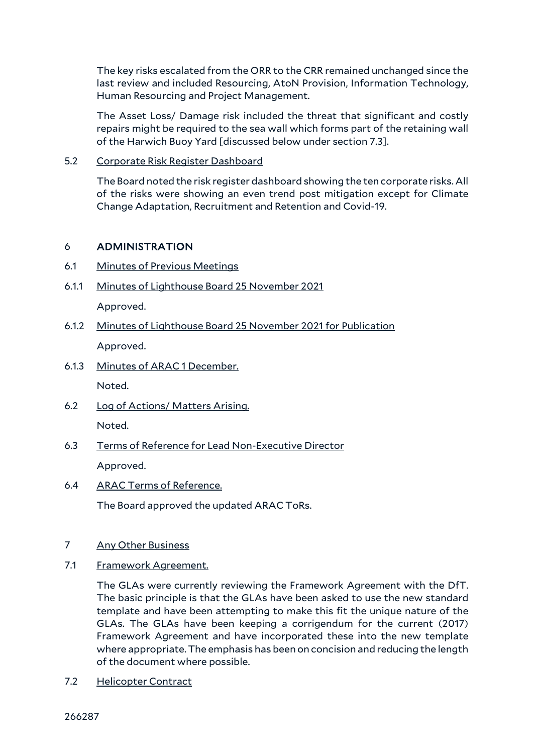The key risks escalated from the ORR to the CRR remained unchanged since the last review and included Resourcing, AtoN Provision, Information Technology, Human Resourcing and Project Management.

The Asset Loss/ Damage risk included the threat that significant and costly repairs might be required to the sea wall which forms part of the retaining wall of the Harwich Buoy Yard [discussed below under section 7.3].

5.2 Corporate Risk Register Dashboard

The Board noted the risk register dashboard showing the ten corporate risks. All of the risks were showing an even trend post mitigation except for Climate Change Adaptation, Recruitment and Retention and Covid-19.

## 6 ADMINISTRATION

6.1 Minutes of Previous Meetings

6.1.1 Minutes of Lighthouse Board 25 November 2021

Approved.

6.1.2 Minutes of Lighthouse Board 25 November 2021 for Publication

Approved.

6.1.3 Minutes of ARAC 1 December.

Noted.

6.2 Log of Actions/ Matters Arising.

Noted.

6.3 Terms of Reference for Lead Non-Executive Director

Approved.

6.4 ARAC Terms of Reference.

The Board approved the updated ARAC ToRs.

## 7 Any Other Business

7.1 Framework Agreement.

The GLAs were currently reviewing the Framework Agreement with the DfT. The basic principle is that the GLAs have been asked to use the new standard template and have been attempting to make this fit the unique nature of the GLAs. The GLAs have been keeping a corrigendum for the current (2017) Framework Agreement and have incorporated these into the new template where appropriate. The emphasis has been on concision and reducing the length of the document where possible.

7.2 Helicopter Contract

266287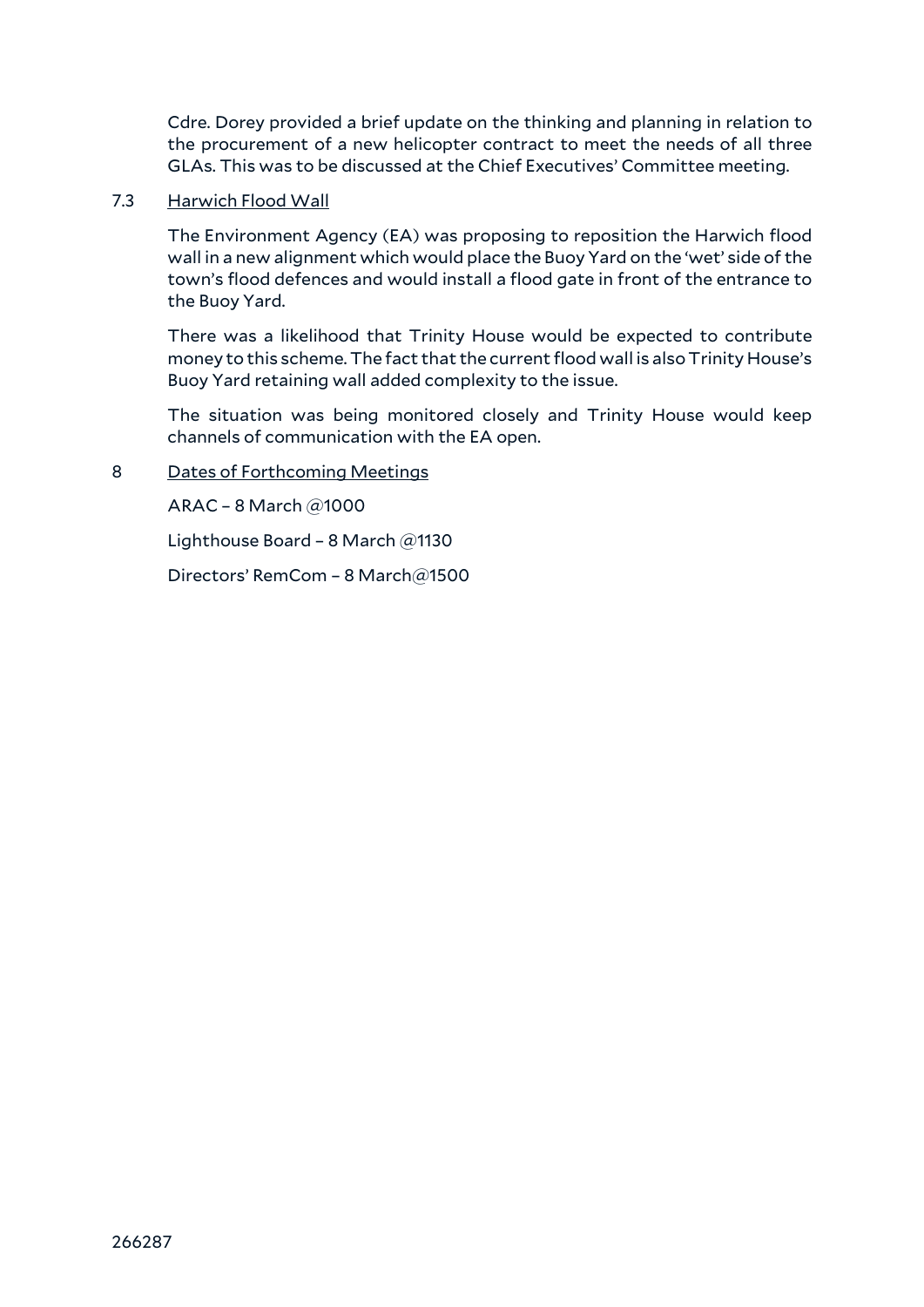Cdre. Dorey provided a brief update on the thinking and planning in relation to the procurement of a new helicopter contract to meet the needs of all three GLAs. This was to be discussed at the Chief Executives' Committee meeting.

7.3 Harwich Flood Wall

The Environment Agency (EA) was proposing to reposition the Harwich flood wall in a new alignment which would place the Buoy Yard on the 'wet' side of the town's flood defences and would install a flood gate in front of the entrance to the Buoy Yard.

There was a likelihood that Trinity House would be expected to contribute money to this scheme. The fact that the current flood wall is also Trinity House's Buoy Yard retaining wall added complexity to the issue.

The situation was being monitored closely and Trinity House would keep channels of communication with the EA open.

8 Dates of Forthcoming Meetings

ARAC – 8 March @1000

Lighthouse Board – 8 March @1130

Directors' RemCom – 8 March@1500

266287